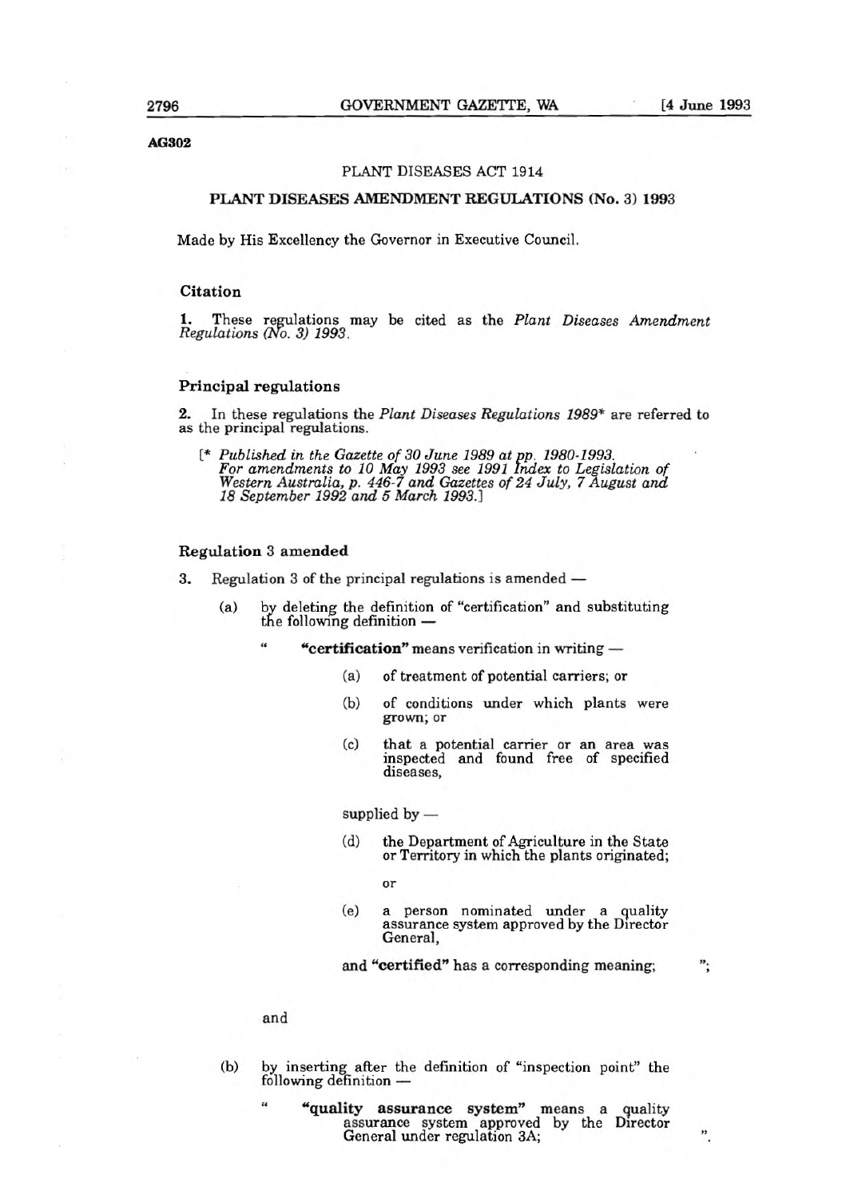AG302

PLANT DISEASES ACT 1914

## PLANT DISEASES AMENDMENT REGULATIONS (No. 3) 1993

Made by His Excellency the Governor in Executive Council.

### Citation

**1.** These regulations may be cited as the *Plant Diseases Amendment Regulations (No. 3) 1993*.

### Principal regulations

**2.** In these regulations the *Plant Diseases Regulations 1989*\* are referred to as the principal regulations.

[\* *Published in the Gazette of 30 June 1989 at pp. 1980-1993. For amendments to 10 May 1993 see 1991 Index to Legislation of Western Australia, p. 446-7 and Gazettes of 24 July, 7 August and 18 September 1992 and 5 March 1993.*]

### Regulation 3 amended

**3.** Regulation 3 of the principal regulations is amended —

(a) by deleting the definition of "certification" and substituting the following definition —

" **"certification"** means verification in writing —

(a) of treatment of potential carriers; or

(b) of conditions under which plants were grown; or

(c) that a potential carrier or an area was inspected and found free of specified diseases,

supplied by —

(d) the Department of Agriculture in the State or Territory in which the plants originated;

or

(e) a person nominated under a quality assurance system approved by the Director General,

and **"certified"** has a corresponding meaning; ";

and

(b) by inserting after the definition of "inspection point" the following definition —

" **"quality assurance system"** means a quality assurance system approved by the Director General under regulation 3A; ".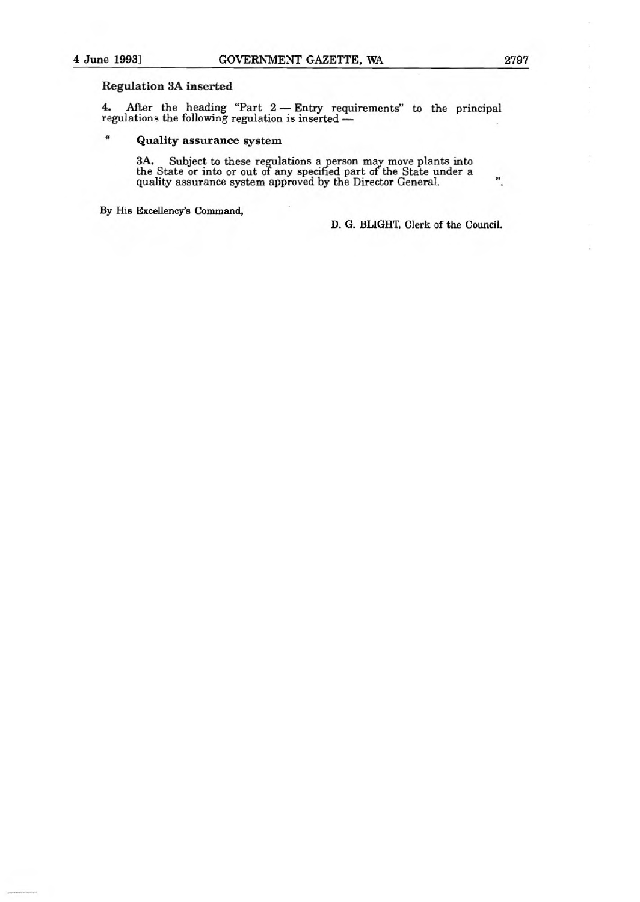### Regulation 3A inserted

**4.** After the heading "Part 2 — Entry requirements" to the principal regulations the following regulation is inserted —

"

**Quality assurance system**

**3A.** Subject to these regulations a person may move plants into the State or into or out of any specified part of the State under a quality assurance system approved by the Director General.

".

By His Excellency's Command,

D. G. BLIGHT, Clerk of the Council.